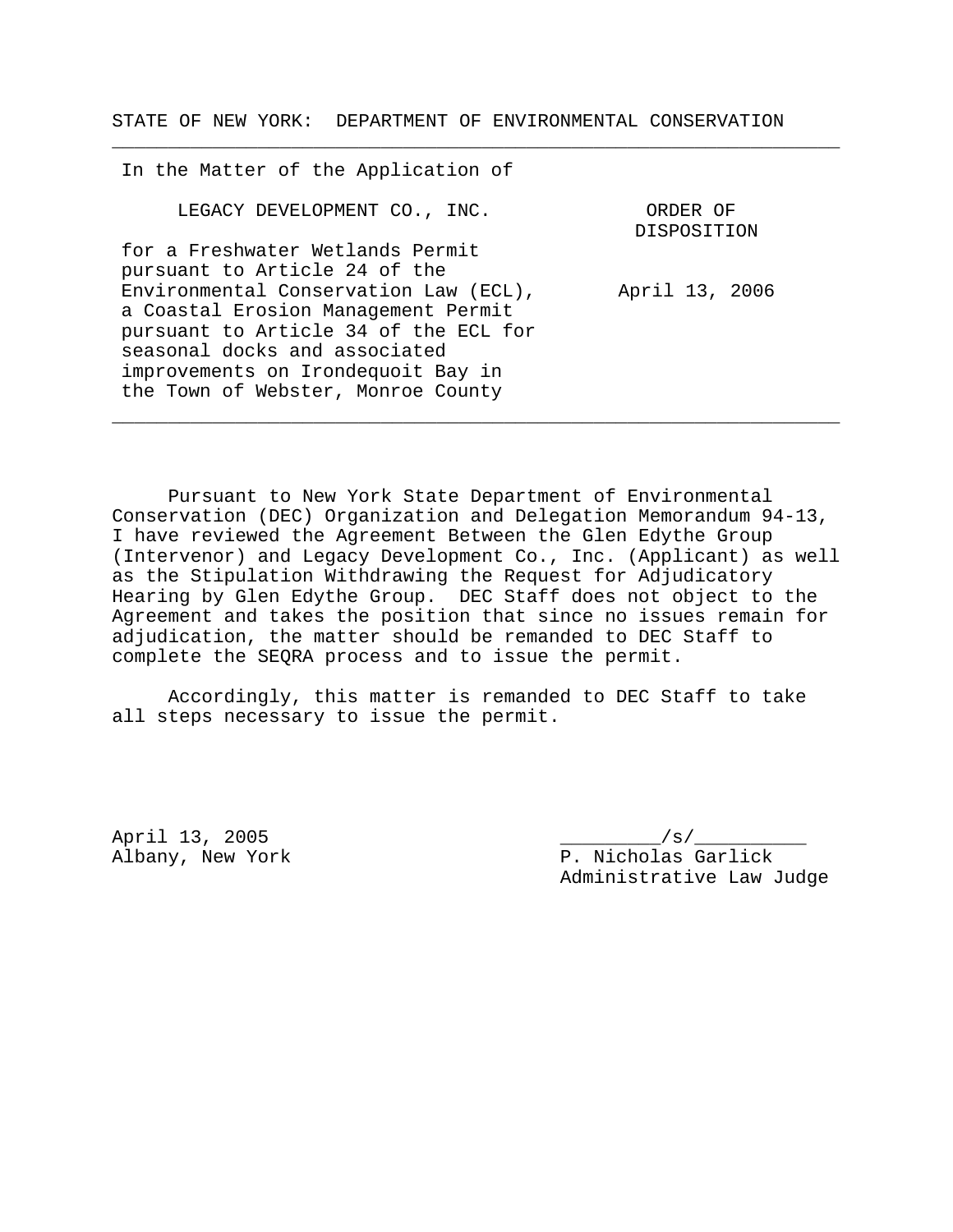STATE OF NEW YORK: DEPARTMENT OF ENVIRONMENTAL CONSERVATION

---

In the Matter of the Application of

LEGACY DEVELOPMENT CO., INC.

for a Freshwater Wetlands Permit pursuant to Article 24 of the Environmental Conservation Law (ECL), a Coastal Erosion Management Permit pursuant to Article 34 of the ECL for seasonal docks and associated improvements on Irondequoit Bay in the Town of Webster, Monroe County

**ORDER OF DISPOSITION**

April 13, 2006

---

Pursuant to New York State Department of Environmental Conservation (DEC) Organization and Delegation Memorandum 94-13, I have reviewed the Agreement Between the Glen Edythe Group (Intervenor) and Legacy Development Co., Inc. (Applicant) as well as the Stipulation Withdrawing the Request for Adjudicatory Hearing by Glen Edythe Group. DEC Staff does not object to the Agreement and takes the position that since no issues remain for adjudication, the matter should be remanded to DEC Staff to complete the SEQRA process and to issue the permit.

Accordingly, this matter is remanded to DEC Staff to take all steps necessary to issue the permit.

April 13, 2005
Albany, New York

_________/s/__________
P. Nicholas Garlick
Administrative Law Judge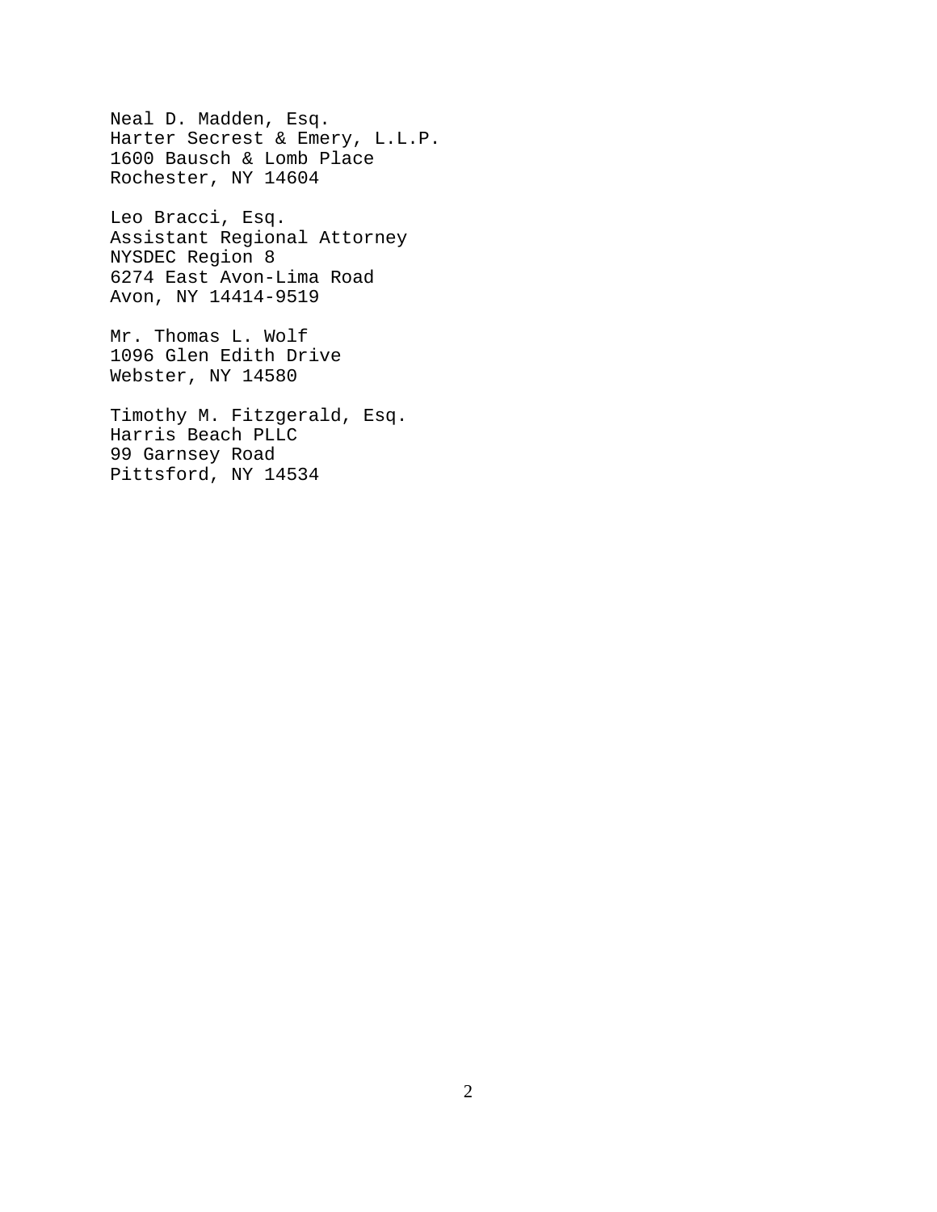Neal D. Madden, Esq.
Harter Secrest & Emery, L.L.P.
1600 Bausch & Lomb Place
Rochester, NY 14604

Leo Bracci, Esq.
Assistant Regional Attorney
NYSDEC Region 8
6274 East Avon-Lima Road
Avon, NY 14414-9519

Mr. Thomas L. Wolf
1096 Glen Edith Drive
Webster, NY 14580

Timothy M. Fitzgerald, Esq.
Harris Beach PLLC
99 Garnsey Road
Pittsford, NY 14534